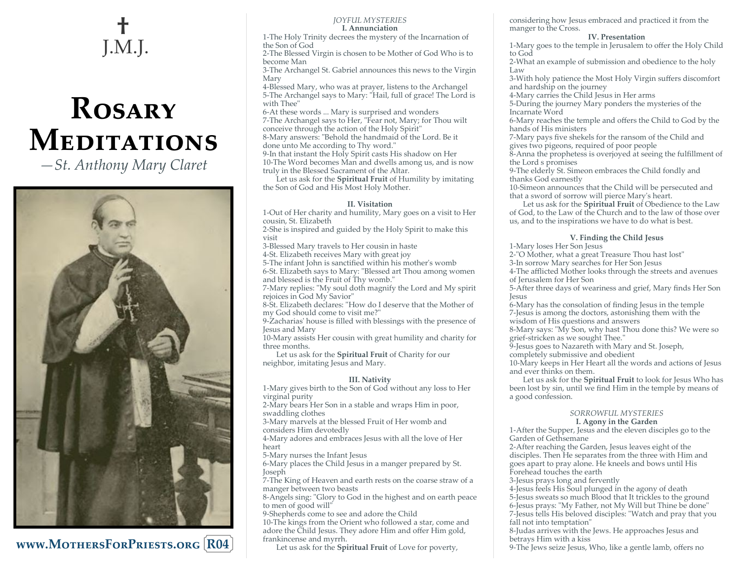† J.M.J.

# Rosary Meditations

*—St. Anthony Mary Claret*

**www.MothersForPriests.org** R04

*JOYFUL MYSTERIES*

### I. Annunciation

1-The Holy Trinity decrees the mystery of the Incarnation of the Son of God
2-The Blessed Virgin is chosen to be Mother of God Who is to become Man
3-The Archangel St. Gabriel announces this news to the Virgin Mary
4-Blessed Mary, who was at prayer, listens to the Archangel
5-The Archangel says to Mary: "Hail, full of grace! The Lord is with Thee"
6-At these words ... Mary is surprised and wonders
7-The Archangel says to Her, "Fear not, Mary; for Thou wilt conceive through the action of the Holy Spirit"
8-Mary answers: "Behold the handmaid of the Lord. Be it done unto Me according to Thy word."
9-In that instant the Holy Spirit casts His shadow on Her
10-The Word becomes Man and dwells among us, and is now truly in the Blessed Sacrament of the Altar.

Let us ask for the **Spiritual Fruit** of Humility by imitating the Son of God and His Most Holy Mother.

### II. Visitation

1-Out of Her charity and humility, Mary goes on a visit to Her cousin, St. Elizabeth
2-She is inspired and guided by the Holy Spirit to make this visit
3-Blessed Mary travels to Her cousin in haste
4-St. Elizabeth receives Mary with great joy
5-The infant John is sanctified within his mother's womb
6-St. Elizabeth says to Mary: "Blessed art Thou among women and blessed is the Fruit of Thy womb."
7-Mary replies: "My soul doth magnify the Lord and My spirit rejoices in God My Savior"
8-St. Elizabeth declares: "How do I deserve that the Mother of my God should come to visit me?"
9-Zacharias' house is filled with blessings with the presence of Jesus and Mary
10-Mary assists Her cousin with great humility and charity for three months.

Let us ask for the **Spiritual Fruit** of Charity for our neighbor, imitating Jesus and Mary.

### III. Nativity

1-Mary gives birth to the Son of God without any loss to Her virginal purity
2-Mary bears Her Son in a stable and wraps Him in poor, swaddling clothes
3-Mary marvels at the blessed Fruit of Her womb and considers Him devotedly
4-Mary adores and embraces Jesus with all the love of Her heart
5-Mary nurses the Infant Jesus
6-Mary places the Child Jesus in a manger prepared by St. Joseph
7-The King of Heaven and earth rests on the coarse straw of a manger between two beasts
8-Angels sing: "Glory to God in the highest and on earth peace to men of good will"
9-Shepherds come to see and adore the Child
10-The kings from the Orient who followed a star, come and adore the Child Jesus. They adore Him and offer Him gold, frankincense and myrrh.

Let us ask for the **Spiritual Fruit** of Love for poverty, considering how Jesus embraced and practiced it from the manger to the Cross.

### IV. Presentation

1-Mary goes to the temple in Jerusalem to offer the Holy Child to God
2-What an example of submission and obedience to the holy Law
3-With holy patience the Most Holy Virgin suffers discomfort and hardship on the journey
4-Mary carries the Child Jesus in Her arms
5-During the journey Mary ponders the mysteries of the Incarnate Word
6-Mary reaches the temple and offers the Child to God by the hands of His ministers
7-Mary pays five shekels for the ransom of the Child and gives two pigeons, required of poor people
8-Anna the prophetess is overjoyed at seeing the fulfillment of the Lord s promises
9-The elderly St. Simeon embraces the Child fondly and thanks God earnestly
10-Simeon announces that the Child will be persecuted and that a sword of sorrow will pierce Mary's heart.

Let us ask for the **Spiritual Fruit** of Obedience to the Law of God, to the Law of the Church and to the law of those over us, and to the inspirations we have to do what is best.

### V. Finding the Child Jesus

1-Mary loses Her Son Jesus
2-"O Mother, what a great Treasure Thou hast lost"
3-In sorrow Mary searches for Her Son Jesus
4-The afflicted Mother looks through the streets and avenues of Jerusalem for Her Son
5-After three days of weariness and grief, Mary finds Her Son Jesus
6-Mary has the consolation of finding Jesus in the temple
7-Jesus is among the doctors, astonishing them with the wisdom of His questions and answers
8-Mary says: "My Son, why hast Thou done this? We were so grief-stricken as we sought Thee."
9-Jesus goes to Nazareth with Mary and St. Joseph, completely submissive and obedient
10-Mary keeps in Her Heart all the words and actions of Jesus and ever thinks on them.

Let us ask for the **Spiritual Fruit** to look for Jesus Who has been lost by sin, until we find Him in the temple by means of a good confession.

*SORROWFUL MYSTERIES*

### I. Agony in the Garden

1-After the Supper, Jesus and the eleven disciples go to the Garden of Gethsemane
2-After reaching the Garden, Jesus leaves eight of the disciples. Then He separates from the three with Him and goes apart to pray alone. He kneels and bows until His Forehead touches the earth
3-Jesus prays long and fervently
4-Jesus feels His Soul plunged in the agony of death
5-Jesus sweats so much Blood that It trickles to the ground
6-Jesus prays: "My Father, not My Will but Thine be done"
7-Jesus tells His beloved disciples: "Watch and pray that you fall not into temptation"
8-Judas arrives with the Jews. He approaches Jesus and betrays Him with a kiss
9-The Jews seize Jesus, Who, like a gentle lamb, offers no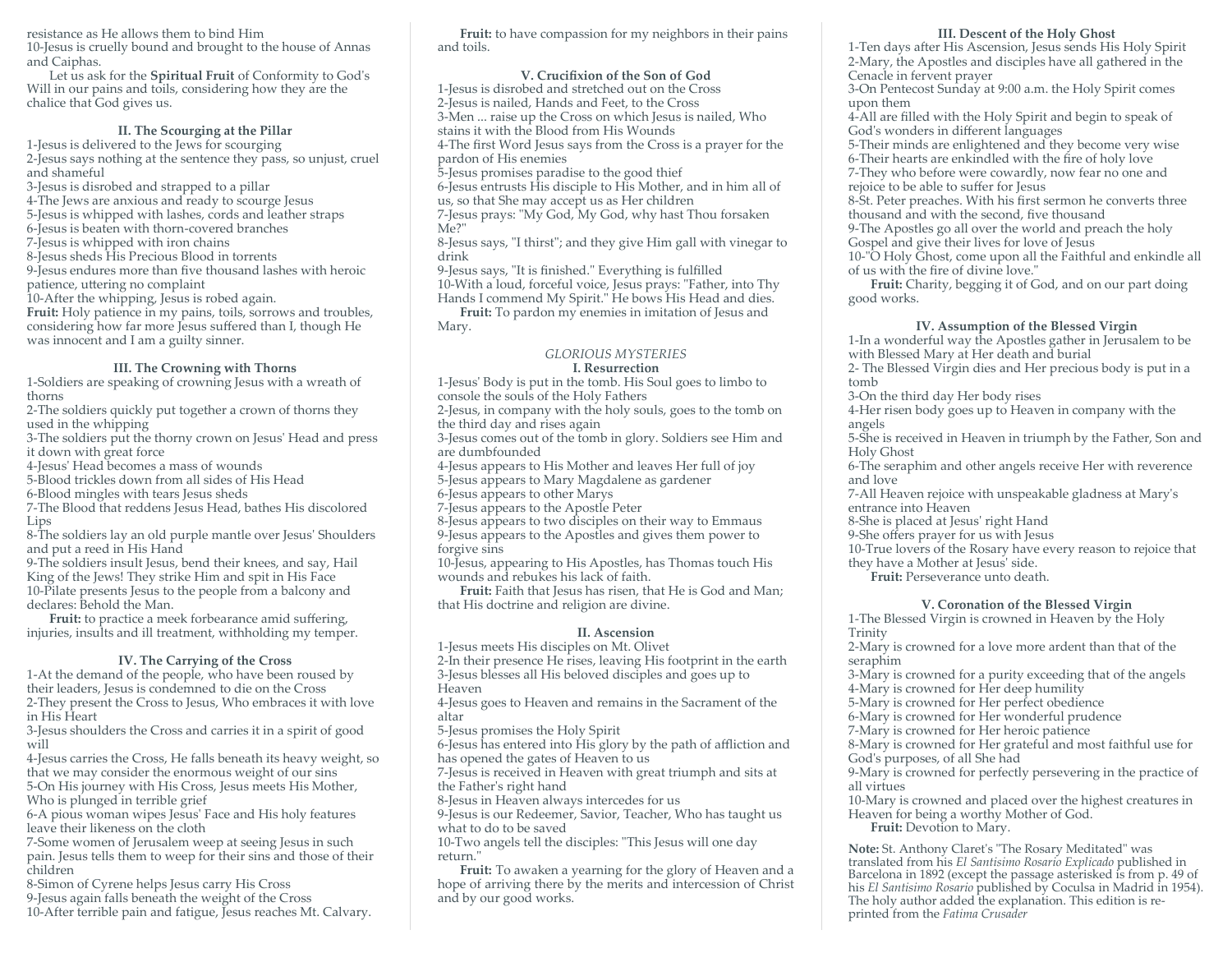resistance as He allows them to bind Him
10-Jesus is cruelly bound and brought to the house of Annas and Caiphas.

Let us ask for the **Spiritual Fruit** of Conformity to God's Will in our pains and toils, considering how they are the chalice that God gives us.

### II. The Scourging at the Pillar

1-Jesus is delivered to the Jews for scourging
2-Jesus says nothing at the sentence they pass, so unjust, cruel and shameful
3-Jesus is disrobed and strapped to a pillar
4-The Jews are anxious and ready to scourge Jesus
5-Jesus is whipped with lashes, cords and leather straps
6-Jesus is beaten with thorn-covered branches
7-Jesus is whipped with iron chains
8-Jesus sheds His Precious Blood in torrents
9-Jesus endures more than five thousand lashes with heroic patience, uttering no complaint
10-After the whipping, Jesus is robed again.
**Fruit:** Holy patience in my pains, toils, sorrows and troubles, considering how far more Jesus suffered than I, though He was innocent and I am a guilty sinner.

### III. The Crowning with Thorns

1-Soldiers are speaking of crowning Jesus with a wreath of thorns
2-The soldiers quickly put together a crown of thorns they used in the whipping
3-The soldiers put the thorny crown on Jesus' Head and press it down with great force
4-Jesus' Head becomes a mass of wounds
5-Blood trickles down from all sides of His Head
6-Blood mingles with tears Jesus sheds
7-The Blood that reddens Jesus Head, bathes His discolored Lips
8-The soldiers lay an old purple mantle over Jesus' Shoulders and put a reed in His Hand
9-The soldiers insult Jesus, bend their knees, and say, Hail King of the Jews! They strike Him and spit in His Face
10-Pilate presents Jesus to the people from a balcony and declares: Behold the Man.

**Fruit:** to practice a meek forbearance amid suffering, injuries, insults and ill treatment, withholding my temper.

### IV. The Carrying of the Cross

1-At the demand of the people, who have been roused by their leaders, Jesus is condemned to die on the Cross
2-They present the Cross to Jesus, Who embraces it with love in His Heart
3-Jesus shoulders the Cross and carries it in a spirit of good will
4-Jesus carries the Cross, He falls beneath its heavy weight, so that we may consider the enormous weight of our sins
5-On His journey with His Cross, Jesus meets His Mother, Who is plunged in terrible grief
6-A pious woman wipes Jesus' Face and His holy features leave their likeness on the cloth
7-Some women of Jerusalem weep at seeing Jesus in such pain. Jesus tells them to weep for their sins and those of their children
8-Simon of Cyrene helps Jesus carry His Cross
9-Jesus again falls beneath the weight of the Cross
10-After terrible pain and fatigue, Jesus reaches Mt. Calvary.

**Fruit:** to have compassion for my neighbors in their pains and toils.

### V. Crucifixion of the Son of God

1-Jesus is disrobed and stretched out on the Cross
2-Jesus is nailed, Hands and Feet, to the Cross
3-Men ... raise up the Cross on which Jesus is nailed, Who stains it with the Blood from His Wounds
4-The first Word Jesus says from the Cross is a prayer for the pardon of His enemies
5-Jesus promises paradise to the good thief
6-Jesus entrusts His disciple to His Mother, and in him all of us, so that She may accept us as Her children
7-Jesus prays: "My God, My God, why hast Thou forsaken Me?"
8-Jesus says, "I thirst"; and they give Him gall with vinegar to drink
9-Jesus says, "It is finished." Everything is fulfilled
10-With a loud, forceful voice, Jesus prays: "Father, into Thy Hands I commend My Spirit." He bows His Head and dies.

**Fruit:** To pardon my enemies in imitation of Jesus and Mary.

## *GLORIOUS MYSTERIES*

### I. Resurrection

1-Jesus' Body is put in the tomb. His Soul goes to limbo to console the souls of the Holy Fathers
2-Jesus, in company with the holy souls, goes to the tomb on the third day and rises again
3-Jesus comes out of the tomb in glory. Soldiers see Him and are dumbfounded
4-Jesus appears to His Mother and leaves Her full of joy
5-Jesus appears to Mary Magdalene as gardener
6-Jesus appears to other Marys
7-Jesus appears to the Apostle Peter
8-Jesus appears to two disciples on their way to Emmaus
9-Jesus appears to the Apostles and gives them power to forgive sins
10-Jesus, appearing to His Apostles, has Thomas touch His wounds and rebukes his lack of faith.

**Fruit:** Faith that Jesus has risen, that He is God and Man; that His doctrine and religion are divine.

### II. Ascension

1-Jesus meets His disciples on Mt. Olivet
2-In their presence He rises, leaving His footprint in the earth
3-Jesus blesses all His beloved disciples and goes up to Heaven
4-Jesus goes to Heaven and remains in the Sacrament of the altar
5-Jesus promises the Holy Spirit
6-Jesus has entered into His glory by the path of affliction and has opened the gates of Heaven to us
7-Jesus is received in Heaven with great triumph and sits at the Father's right hand
8-Jesus in Heaven always intercedes for us
9-Jesus is our Redeemer, Savior, Teacher, Who has taught us what to do to be saved
10-Two angels tell the disciples: "This Jesus will one day return."

**Fruit:** To awaken a yearning for the glory of Heaven and a hope of arriving there by the merits and intercession of Christ and by our good works.

### III. Descent of the Holy Ghost

1-Ten days after His Ascension, Jesus sends His Holy Spirit
2-Mary, the Apostles and disciples have all gathered in the Cenacle in fervent prayer
3-On Pentecost Sunday at 9:00 a.m. the Holy Spirit comes upon them
4-All are filled with the Holy Spirit and begin to speak of God's wonders in different languages
5-Their minds are enlightened and they become very wise
6-Their hearts are enkindled with the fire of holy love
7-They who before were cowardly, now fear no one and rejoice to be able to suffer for Jesus
8-St. Peter preaches. With his first sermon he converts three thousand and with the second, five thousand
9-The Apostles go all over the world and preach the holy Gospel and give their lives for love of Jesus
10-"O Holy Ghost, come upon all the Faithful and enkindle all of us with the fire of divine love."

**Fruit:** Charity, begging it of God, and on our part doing good works.

### IV. Assumption of the Blessed Virgin

1-In a wonderful way the Apostles gather in Jerusalem to be with Blessed Mary at Her death and burial
2- The Blessed Virgin dies and Her precious body is put in a tomb
3-On the third day Her body rises
4-Her risen body goes up to Heaven in company with the angels
5-She is received in Heaven in triumph by the Father, Son and Holy Ghost
6-The seraphim and other angels receive Her with reverence and love
7-All Heaven rejoice with unspeakable gladness at Mary's entrance into Heaven
8-She is placed at Jesus' right Hand
9-She offers prayer for us with Jesus
10-True lovers of the Rosary have every reason to rejoice that they have a Mother at Jesus' side.

**Fruit:** Perseverance unto death.

### V. Coronation of the Blessed Virgin

1-The Blessed Virgin is crowned in Heaven by the Holy Trinity
2-Mary is crowned for a love more ardent than that of the seraphim
3-Mary is crowned for a purity exceeding that of the angels
4-Mary is crowned for Her deep humility
5-Mary is crowned for Her perfect obedience
6-Mary is crowned for Her wonderful prudence
7-Mary is crowned for Her heroic patience
8-Mary is crowned for Her grateful and most faithful use for God's purposes, of all She had
9-Mary is crowned for perfectly persevering in the practice of all virtues
10-Mary is crowned and placed over the highest creatures in Heaven for being a worthy Mother of God.

**Fruit:** Devotion to Mary.

**Note:** St. Anthony Claret's "The Rosary Meditated" was translated from his *El Santisimo Rosario Explicado* published in Barcelona in 1892 (except the passage asterisked is from p. 49 of his *El Santisimo Rosario* published by Coculsa in Madrid in 1954). The holy author added the explanation. This edition is reprinted from the *Fatima Crusader*